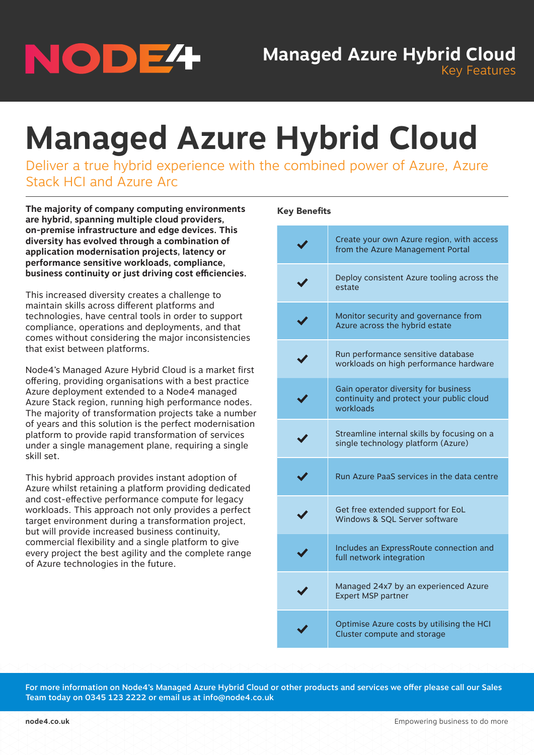# Managed Azure Hybrid Cloud

## Deliver a true hybrid experience with the combined power of Azure, Azure Stack HCI and Azure Arc

**The majority of company computing environments are hybrid, spanning multiple cloud providers, on-premise infrastructure and edge devices. This diversity has evolved through a combination of application modernisation projects, latency or performance sensitive workloads, compliance, business continuity or just driving cost efficiencies.**

This increased diversity creates a challenge to maintain skills across different platforms and technologies, have central tools in order to support compliance, operations and deployments, and that comes without considering the major inconsistencies that exist between platforms.

Node4's Managed Azure Hybrid Cloud is a market first offering, providing organisations with a best practice Azure deployment extended to a Node4 managed Azure Stack region, running high performance nodes. The majority of transformation projects take a number of years and this solution is the perfect modernisation platform to provide rapid transformation of services under a single management plane, requiring a single skill set.

This hybrid approach provides instant adoption of Azure whilst retaining a platform providing dedicated and cost-effective performance compute for legacy workloads. This approach not only provides a perfect target environment during a transformation project, but will provide increased business continuity, commercial flexibility and a single platform to give every project the best agility and the complete range of Azure technologies in the future.

### Key Benefits

- ✔ Create your own Azure region, with access from the Azure Management Portal
- ✔ Deploy consistent Azure tooling across the estate
- ✔ Monitor security and governance from Azure across the hybrid estate
- ✔ Run performance sensitive database workloads on high performance hardware
- ✔ Gain operator diversity for business continuity and protect your public cloud workloads
- ✔ Streamline internal skills by focusing on a single technology platform (Azure)
- ✔ Run Azure PaaS services in the data centre
- ✔ Get free extended support for EoL Windows & SQL Server software
- ✔ Includes an ExpressRoute connection and full network integration
- ✔ Managed 24x7 by an experienced Azure Expert MSP partner
- ✔ Optimise Azure costs by utilising the HCI Cluster compute and storage

**For more information on Node4's Managed Azure Hybrid Cloud or other products and services we offer please call our Sales Team today on 0345 123 2222 or email us at info@node4.co.uk**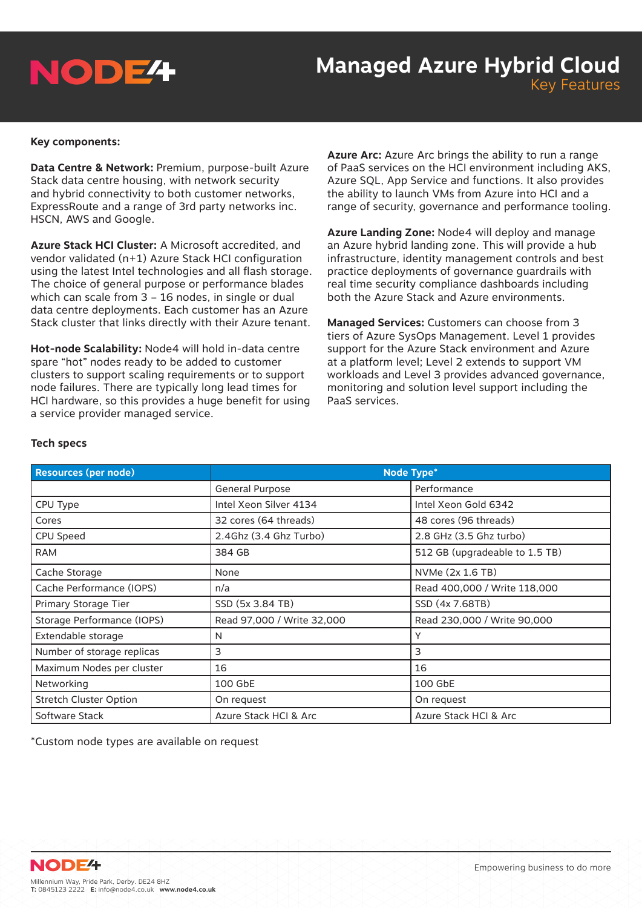# Managed Azure Hybrid Cloud
## Key Features

**Key components:**

**Data Centre & Network:** Premium, purpose-built Azure Stack data centre housing, with network security and hybrid connectivity to both customer networks, ExpressRoute and a range of 3rd party networks inc. HSCN, AWS and Google.

**Azure Stack HCI Cluster:** A Microsoft accredited, and vendor validated (n+1) Azure Stack HCI configuration using the latest Intel technologies and all flash storage. The choice of general purpose or performance blades which can scale from 3 – 16 nodes, in single or dual data centre deployments. Each customer has an Azure Stack cluster that links directly with their Azure tenant.

**Hot-node Scalability:** Node4 will hold in-data centre spare "hot" nodes ready to be added to customer clusters to support scaling requirements or to support node failures. There are typically long lead times for HCI hardware, so this provides a huge benefit for using a service provider managed service.

**Azure Arc:** Azure Arc brings the ability to run a range of PaaS services on the HCI environment including AKS, Azure SQL, App Service and functions. It also provides the ability to launch VMs from Azure into HCI and a range of security, governance and performance tooling.

**Azure Landing Zone:** Node4 will deploy and manage an Azure hybrid landing zone. This will provide a hub infrastructure, identity management controls and best practice deployments of governance guardrails with real time security compliance dashboards including both the Azure Stack and Azure environments.

**Managed Services:** Customers can choose from 3 tiers of Azure SysOps Management. Level 1 provides support for the Azure Stack environment and Azure at a platform level; Level 2 extends to support VM workloads and Level 3 provides advanced governance, monitoring and solution level support including the PaaS services.

**Tech specs**

| Resources (per node) | Node Type* | |
|---|---|---|
| | General Purpose | Performance |
| CPU Type | Intel Xeon Silver 4134 | Intel Xeon Gold 6342 |
| Cores | 32 cores (64 threads) | 48 cores (96 threads) |
| CPU Speed | 2.4Ghz (3.4 Ghz Turbo) | 2.8 GHz (3.5 Ghz turbo) |
| RAM | 384 GB | 512 GB (upgradeable to 1.5 TB) |
| Cache Storage | None | NVMe (2x 1.6 TB) |
| Cache Performance (IOPS) | n/a | Read 400,000 / Write 118,000 |
| Primary Storage Tier | SSD (5x 3.84 TB) | SSD (4x 7.68TB) |
| Storage Performance (IOPS) | Read 97,000 / Write 32,000 | Read 230,000 / Write 90,000 |
| Extendable storage | N | Y |
| Number of storage replicas | 3 | 3 |
| Maximum Nodes per cluster | 16 | 16 |
| Networking | 100 GbE | 100 GbE |
| Stretch Cluster Option | On request | On request |
| Software Stack | Azure Stack HCI & Arc | Azure Stack HCI & Arc |

*Custom node types are available on request